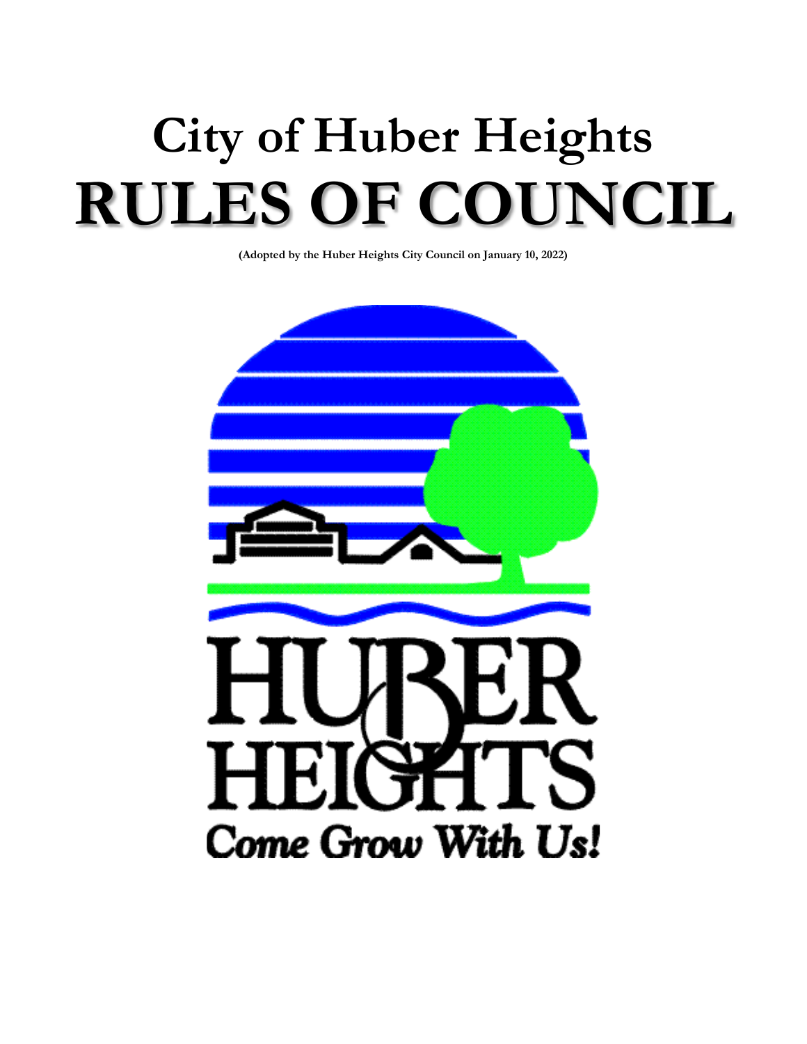# City of Huber Heights
# RULES OF COUNCIL

**(Adopted by the Huber Heights City Council on January 10, 2022)**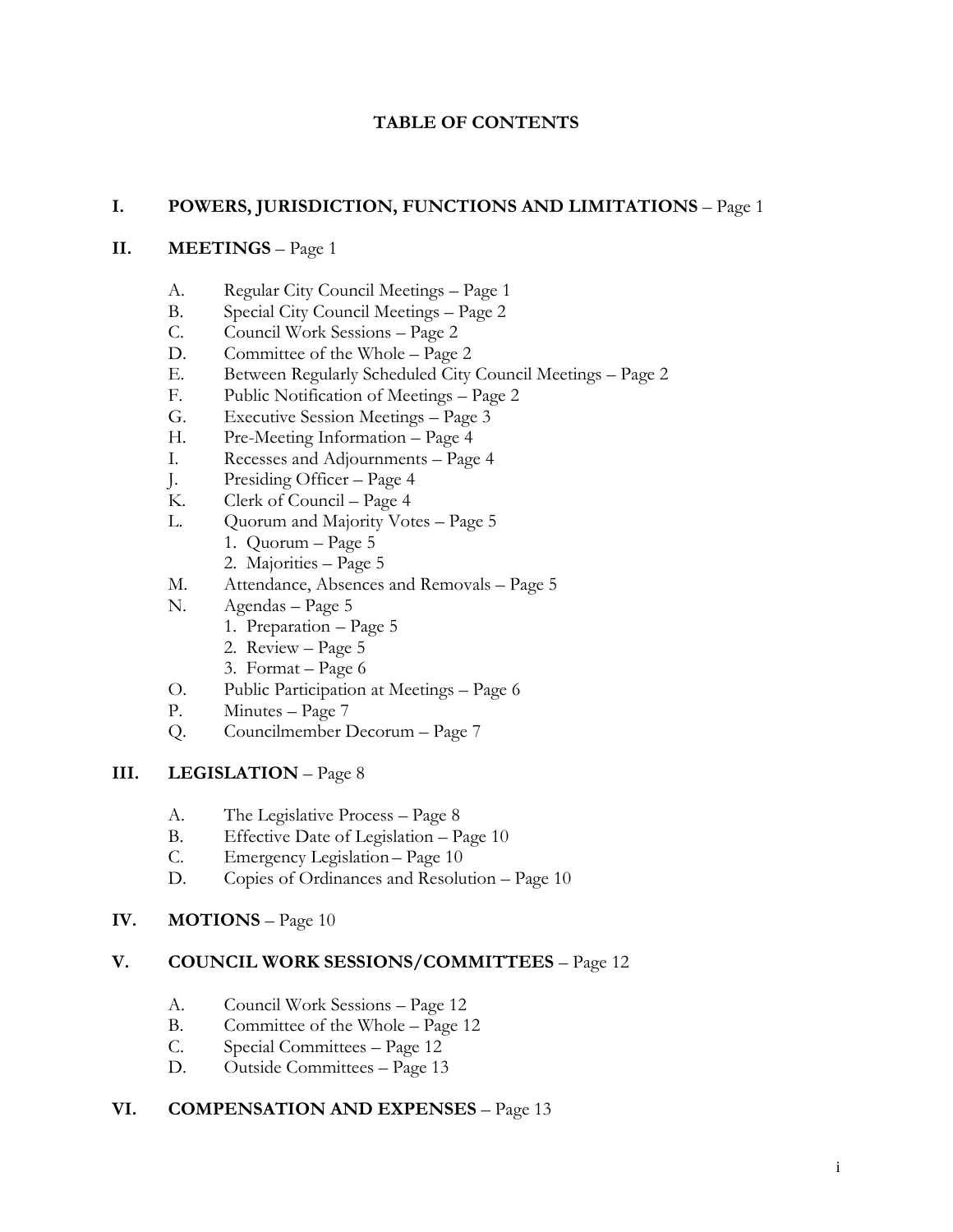# TABLE OF CONTENTS

**I. POWERS, JURISDICTION, FUNCTIONS AND LIMITATIONS** – Page 1

**II. MEETINGS** – Page 1

- A. Regular City Council Meetings – Page 1
- B. Special City Council Meetings – Page 2
- C. Council Work Sessions – Page 2
- D. Committee of the Whole – Page 2
- E. Between Regularly Scheduled City Council Meetings – Page 2
- F. Public Notification of Meetings – Page 2
- G. Executive Session Meetings – Page 3
- H. Pre-Meeting Information – Page 4
- I. Recesses and Adjournments – Page 4
- J. Presiding Officer – Page 4
- K. Clerk of Council – Page 4
- L. Quorum and Majority Votes – Page 5
  1. Quorum – Page 5
  2. Majorities – Page 5
- M. Attendance, Absences and Removals – Page 5
- N. Agendas – Page 5
  1. Preparation – Page 5
  2. Review – Page 5
  3. Format – Page 6
- O. Public Participation at Meetings – Page 6
- P. Minutes – Page 7
- Q. Councilmember Decorum – Page 7

**III. LEGISLATION** – Page 8

- A. The Legislative Process – Page 8
- B. Effective Date of Legislation – Page 10
- C. Emergency Legislation – Page 10
- D. Copies of Ordinances and Resolution – Page 10

**IV. MOTIONS** – Page 10

**V. COUNCIL WORK SESSIONS/COMMITTEES** – Page 12

- A. Council Work Sessions – Page 12
- B. Committee of the Whole – Page 12
- C. Special Committees – Page 12
- D. Outside Committees – Page 13

**VI. COMPENSATION AND EXPENSES** – Page 13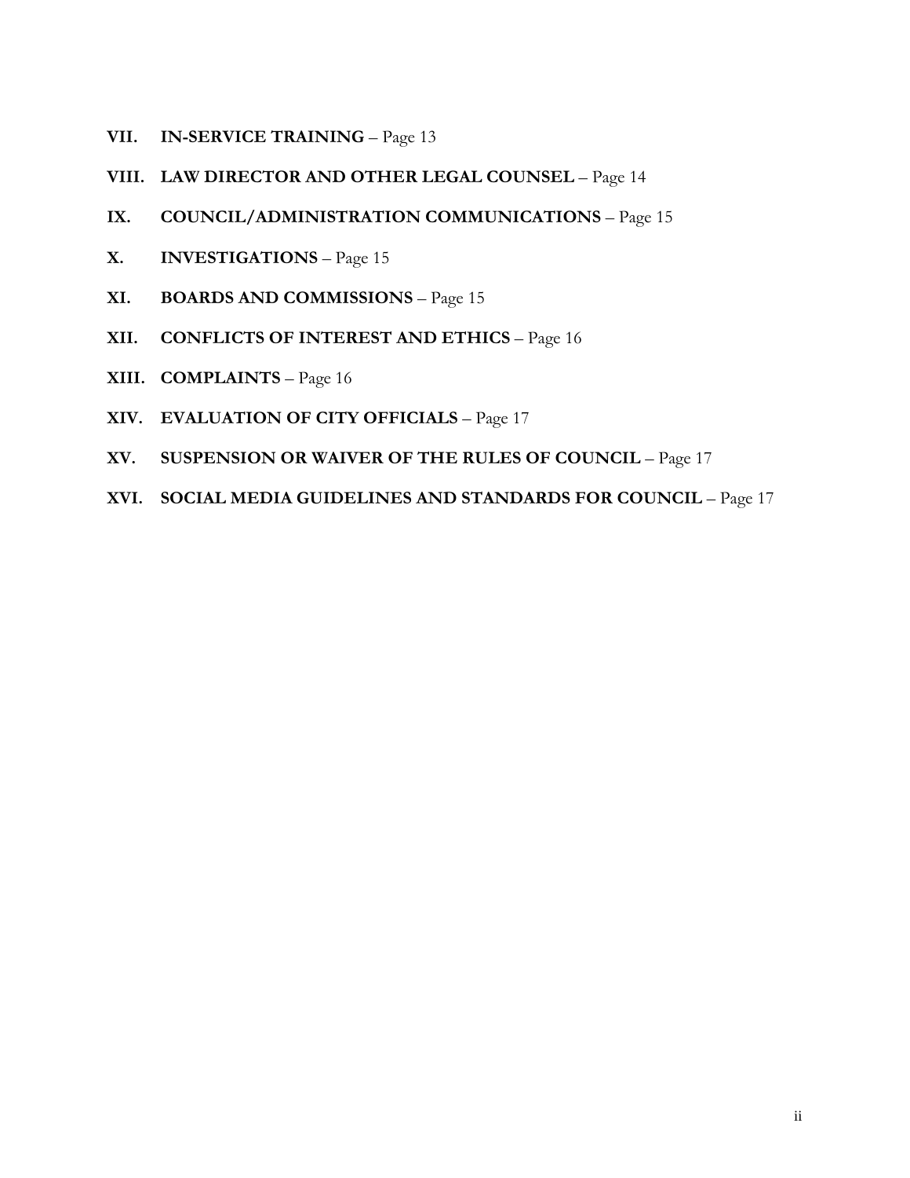**VII. IN-SERVICE TRAINING** – Page 13

**VIII. LAW DIRECTOR AND OTHER LEGAL COUNSEL** – Page 14

**IX. COUNCIL/ADMINISTRATION COMMUNICATIONS** – Page 15

**X. INVESTIGATIONS** – Page 15

**XI. BOARDS AND COMMISSIONS** – Page 15

**XII. CONFLICTS OF INTEREST AND ETHICS** – Page 16

**XIII. COMPLAINTS** – Page 16

**XIV. EVALUATION OF CITY OFFICIALS** – Page 17

**XV. SUSPENSION OR WAIVER OF THE RULES OF COUNCIL** – Page 17

**XVI. SOCIAL MEDIA GUIDELINES AND STANDARDS FOR COUNCIL** – Page 17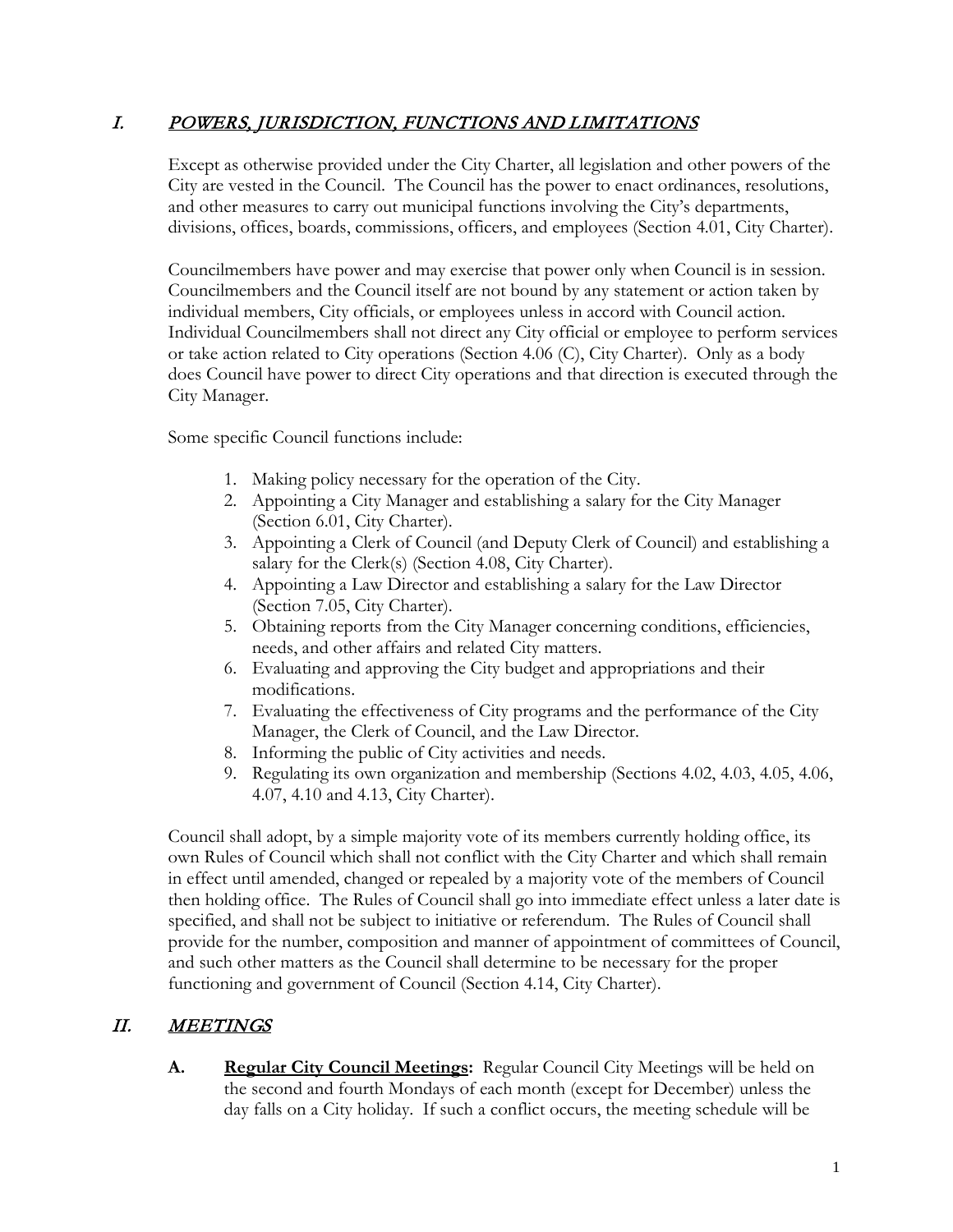## I. *POWERS, JURISDICTION, FUNCTIONS AND LIMITATIONS*

Except as otherwise provided under the City Charter, all legislation and other powers of the City are vested in the Council. The Council has the power to enact ordinances, resolutions, and other measures to carry out municipal functions involving the City's departments, divisions, offices, boards, commissions, officers, and employees (Section 4.01, City Charter).

Councilmembers have power and may exercise that power only when Council is in session. Councilmembers and the Council itself are not bound by any statement or action taken by individual members, City officials, or employees unless in accord with Council action. Individual Councilmembers shall not direct any City official or employee to perform services or take action related to City operations (Section 4.06 (C), City Charter). Only as a body does Council have power to direct City operations and that direction is executed through the City Manager.

Some specific Council functions include:

1. Making policy necessary for the operation of the City.
2. Appointing a City Manager and establishing a salary for the City Manager (Section 6.01, City Charter).
3. Appointing a Clerk of Council (and Deputy Clerk of Council) and establishing a salary for the Clerk(s) (Section 4.08, City Charter).
4. Appointing a Law Director and establishing a salary for the Law Director (Section 7.05, City Charter).
5. Obtaining reports from the City Manager concerning conditions, efficiencies, needs, and other affairs and related City matters.
6. Evaluating and approving the City budget and appropriations and their modifications.
7. Evaluating the effectiveness of City programs and the performance of the City Manager, the Clerk of Council, and the Law Director.
8. Informing the public of City activities and needs.
9. Regulating its own organization and membership (Sections 4.02, 4.03, 4.05, 4.06, 4.07, 4.10 and 4.13, City Charter).

Council shall adopt, by a simple majority vote of its members currently holding office, its own Rules of Council which shall not conflict with the City Charter and which shall remain in effect until amended, changed or repealed by a majority vote of the members of Council then holding office. The Rules of Council shall go into immediate effect unless a later date is specified, and shall not be subject to initiative or referendum. The Rules of Council shall provide for the number, composition and manner of appointment of committees of Council, and such other matters as the Council shall determine to be necessary for the proper functioning and government of Council (Section 4.14, City Charter).

## II. *MEETINGS*

**A. Regular City Council Meetings:** Regular Council City Meetings will be held on the second and fourth Mondays of each month (except for December) unless the day falls on a City holiday. If such a conflict occurs, the meeting schedule will be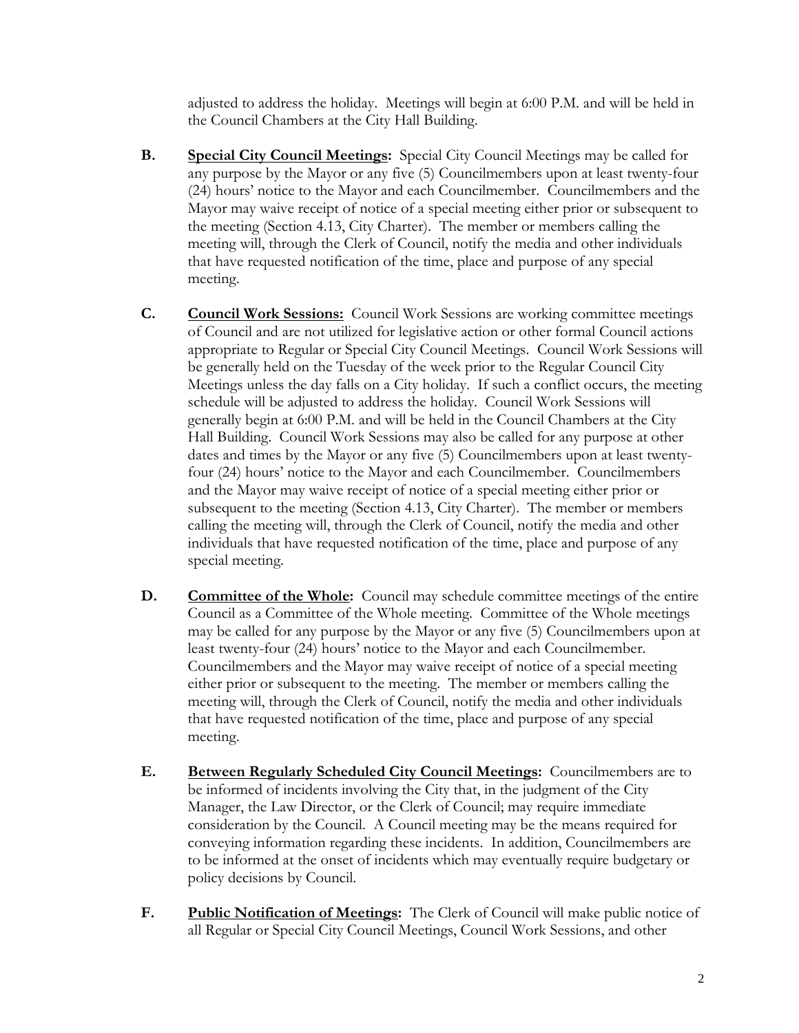adjusted to address the holiday. Meetings will begin at 6:00 P.M. and will be held in the Council Chambers at the City Hall Building.

**B.** **<u>Special City Council Meetings</u>:** Special City Council Meetings may be called for any purpose by the Mayor or any five (5) Councilmembers upon at least twenty-four (24) hours' notice to the Mayor and each Councilmember. Councilmembers and the Mayor may waive receipt of notice of a special meeting either prior or subsequent to the meeting (Section 4.13, City Charter). The member or members calling the meeting will, through the Clerk of Council, notify the media and other individuals that have requested notification of the time, place and purpose of any special meeting.

**C.** **<u>Council Work Sessions:</u>** Council Work Sessions are working committee meetings of Council and are not utilized for legislative action or other formal Council actions appropriate to Regular or Special City Council Meetings. Council Work Sessions will be generally held on the Tuesday of the week prior to the Regular Council City Meetings unless the day falls on a City holiday. If such a conflict occurs, the meeting schedule will be adjusted to address the holiday. Council Work Sessions will generally begin at 6:00 P.M. and will be held in the Council Chambers at the City Hall Building. Council Work Sessions may also be called for any purpose at other dates and times by the Mayor or any five (5) Councilmembers upon at least twenty-four (24) hours' notice to the Mayor and each Councilmember. Councilmembers and the Mayor may waive receipt of notice of a special meeting either prior or subsequent to the meeting (Section 4.13, City Charter). The member or members calling the meeting will, through the Clerk of Council, notify the media and other individuals that have requested notification of the time, place and purpose of any special meeting.

**D.** **<u>Committee of the Whole</u>:** Council may schedule committee meetings of the entire Council as a Committee of the Whole meeting. Committee of the Whole meetings may be called for any purpose by the Mayor or any five (5) Councilmembers upon at least twenty-four (24) hours' notice to the Mayor and each Councilmember. Councilmembers and the Mayor may waive receipt of notice of a special meeting either prior or subsequent to the meeting. The member or members calling the meeting will, through the Clerk of Council, notify the media and other individuals that have requested notification of the time, place and purpose of any special meeting.

**E.** **<u>Between Regularly Scheduled City Council Meetings</u>:** Councilmembers are to be informed of incidents involving the City that, in the judgment of the City Manager, the Law Director, or the Clerk of Council; may require immediate consideration by the Council. A Council meeting may be the means required for conveying information regarding these incidents. In addition, Councilmembers are to be informed at the onset of incidents which may eventually require budgetary or policy decisions by Council.

**F.** **<u>Public Notification of Meetings</u>:** The Clerk of Council will make public notice of all Regular or Special City Council Meetings, Council Work Sessions, and other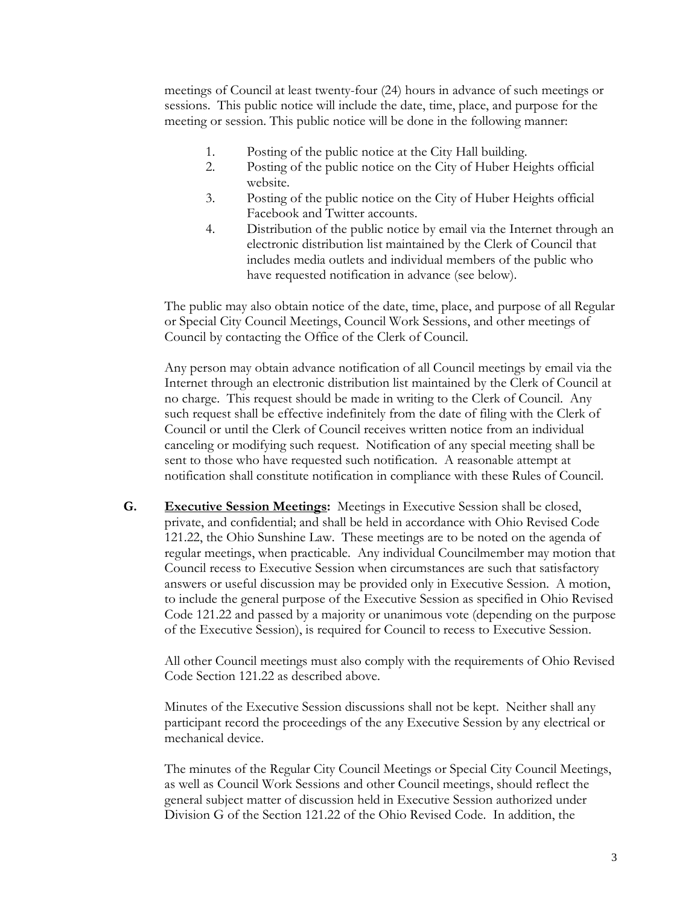meetings of Council at least twenty-four (24) hours in advance of such meetings or sessions. This public notice will include the date, time, place, and purpose for the meeting or session. This public notice will be done in the following manner:

1. Posting of the public notice at the City Hall building.
2. Posting of the public notice on the City of Huber Heights official website.
3. Posting of the public notice on the City of Huber Heights official Facebook and Twitter accounts.
4. Distribution of the public notice by email via the Internet through an electronic distribution list maintained by the Clerk of Council that includes media outlets and individual members of the public who have requested notification in advance (see below).

The public may also obtain notice of the date, time, place, and purpose of all Regular or Special City Council Meetings, Council Work Sessions, and other meetings of Council by contacting the Office of the Clerk of Council.

Any person may obtain advance notification of all Council meetings by email via the Internet through an electronic distribution list maintained by the Clerk of Council at no charge. This request should be made in writing to the Clerk of Council. Any such request shall be effective indefinitely from the date of filing with the Clerk of Council or until the Clerk of Council receives written notice from an individual canceling or modifying such request. Notification of any special meeting shall be sent to those who have requested such notification. A reasonable attempt at notification shall constitute notification in compliance with these Rules of Council.

**G. <u>Executive Session Meetings</u>:** Meetings in Executive Session shall be closed, private, and confidential; and shall be held in accordance with Ohio Revised Code 121.22, the Ohio Sunshine Law. These meetings are to be noted on the agenda of regular meetings, when practicable. Any individual Councilmember may motion that Council recess to Executive Session when circumstances are such that satisfactory answers or useful discussion may be provided only in Executive Session. A motion, to include the general purpose of the Executive Session as specified in Ohio Revised Code 121.22 and passed by a majority or unanimous vote (depending on the purpose of the Executive Session), is required for Council to recess to Executive Session.

All other Council meetings must also comply with the requirements of Ohio Revised Code Section 121.22 as described above.

Minutes of the Executive Session discussions shall not be kept. Neither shall any participant record the proceedings of the any Executive Session by any electrical or mechanical device.

The minutes of the Regular City Council Meetings or Special City Council Meetings, as well as Council Work Sessions and other Council meetings, should reflect the general subject matter of discussion held in Executive Session authorized under Division G of the Section 121.22 of the Ohio Revised Code. In addition, the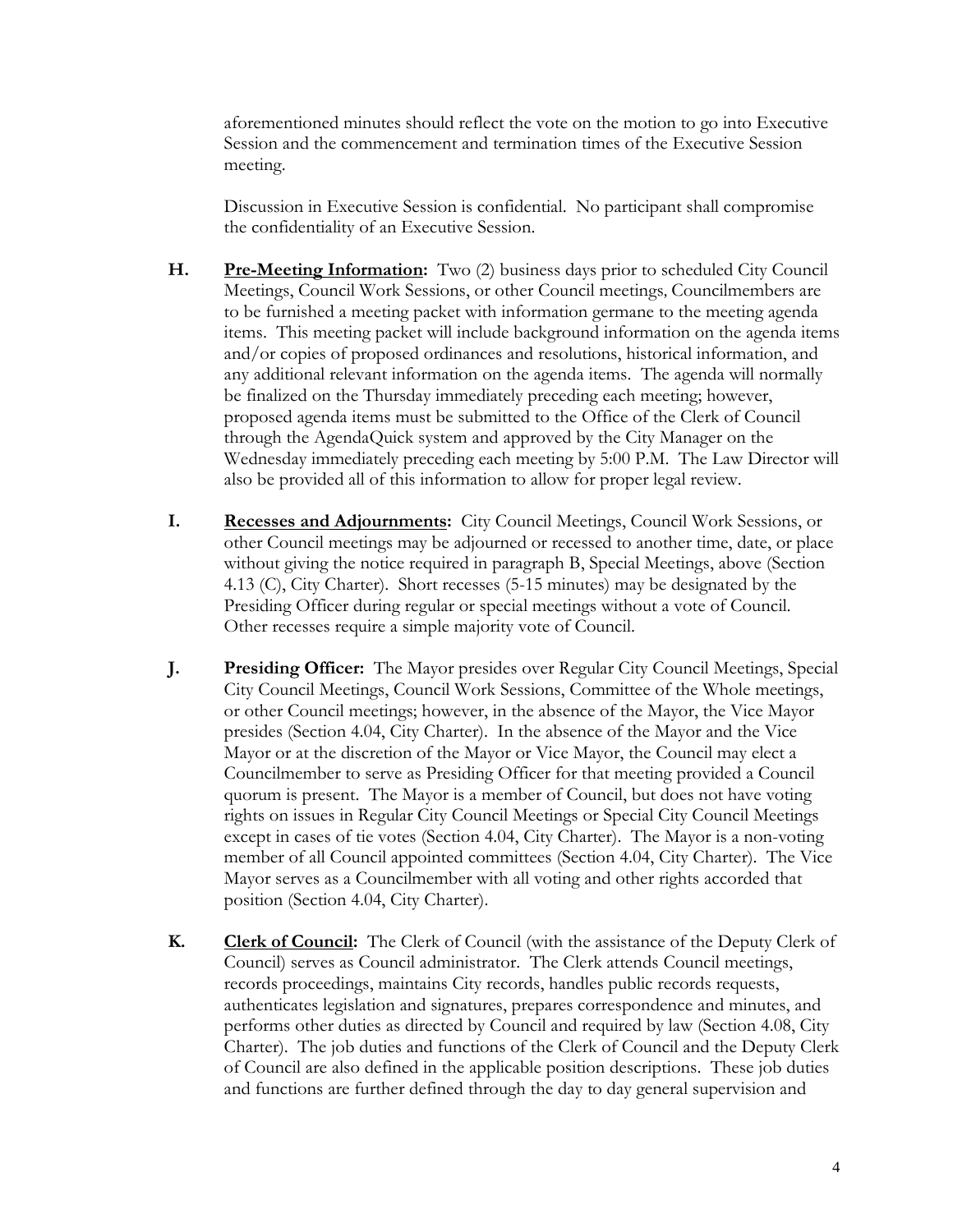aforementioned minutes should reflect the vote on the motion to go into Executive Session and the commencement and termination times of the Executive Session meeting.

Discussion in Executive Session is confidential. No participant shall compromise the confidentiality of an Executive Session.

**H. <u>Pre-Meeting Information</u>:** Two (2) business days prior to scheduled City Council Meetings, Council Work Sessions, or other Council meetings, Councilmembers are to be furnished a meeting packet with information germane to the meeting agenda items. This meeting packet will include background information on the agenda items and/or copies of proposed ordinances and resolutions, historical information, and any additional relevant information on the agenda items. The agenda will normally be finalized on the Thursday immediately preceding each meeting; however, proposed agenda items must be submitted to the Office of the Clerk of Council through the AgendaQuick system and approved by the City Manager on the Wednesday immediately preceding each meeting by 5:00 P.M. The Law Director will also be provided all of this information to allow for proper legal review.

**I. <u>Recesses and Adjournments</u>:** City Council Meetings, Council Work Sessions, or other Council meetings may be adjourned or recessed to another time, date, or place without giving the notice required in paragraph B, Special Meetings, above (Section 4.13 (C), City Charter). Short recesses (5-15 minutes) may be designated by the Presiding Officer during regular or special meetings without a vote of Council. Other recesses require a simple majority vote of Council.

**J. Presiding Officer:** The Mayor presides over Regular City Council Meetings, Special City Council Meetings, Council Work Sessions, Committee of the Whole meetings, or other Council meetings; however, in the absence of the Mayor, the Vice Mayor presides (Section 4.04, City Charter). In the absence of the Mayor and the Vice Mayor or at the discretion of the Mayor or Vice Mayor, the Council may elect a Councilmember to serve as Presiding Officer for that meeting provided a Council quorum is present. The Mayor is a member of Council, but does not have voting rights on issues in Regular City Council Meetings or Special City Council Meetings except in cases of tie votes (Section 4.04, City Charter). The Mayor is a non-voting member of all Council appointed committees (Section 4.04, City Charter). The Vice Mayor serves as a Councilmember with all voting and other rights accorded that position (Section 4.04, City Charter).

**K. <u>Clerk of Council</u>:** The Clerk of Council (with the assistance of the Deputy Clerk of Council) serves as Council administrator. The Clerk attends Council meetings, records proceedings, maintains City records, handles public records requests, authenticates legislation and signatures, prepares correspondence and minutes, and performs other duties as directed by Council and required by law (Section 4.08, City Charter). The job duties and functions of the Clerk of Council and the Deputy Clerk of Council are also defined in the applicable position descriptions. These job duties and functions are further defined through the day to day general supervision and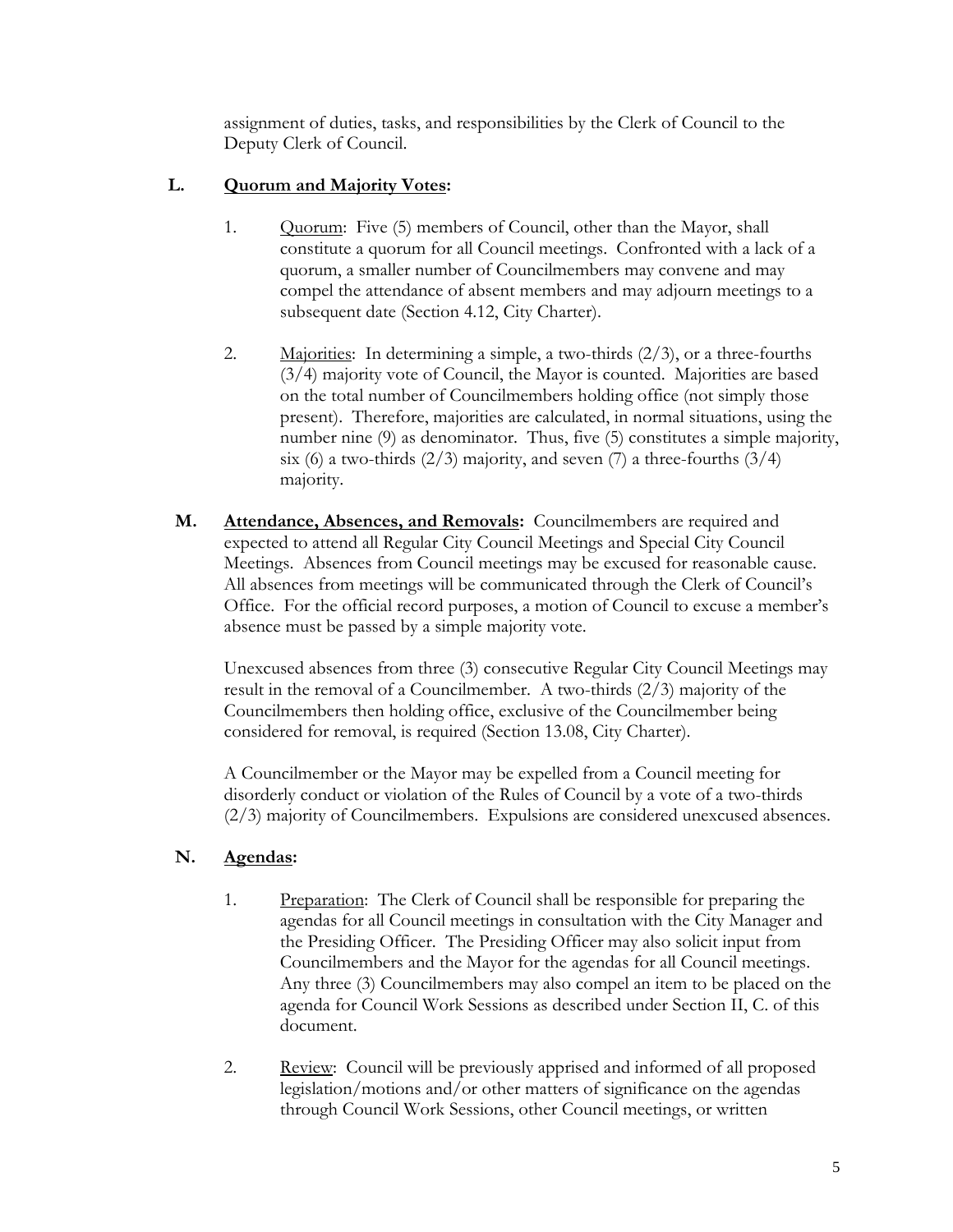assignment of duties, tasks, and responsibilities by the Clerk of Council to the Deputy Clerk of Council.

**L. Quorum and Majority Votes:**

1. Quorum: Five (5) members of Council, other than the Mayor, shall constitute a quorum for all Council meetings. Confronted with a lack of a quorum, a smaller number of Councilmembers may convene and may compel the attendance of absent members and may adjourn meetings to a subsequent date (Section 4.12, City Charter).

2. Majorities: In determining a simple, a two-thirds (2/3), or a three-fourths (3/4) majority vote of Council, the Mayor is counted. Majorities are based on the total number of Councilmembers holding office (not simply those present). Therefore, majorities are calculated, in normal situations, using the number nine (9) as denominator. Thus, five (5) constitutes a simple majority, six (6) a two-thirds (2/3) majority, and seven (7) a three-fourths (3/4) majority.

**M. Attendance, Absences, and Removals:** Councilmembers are required and expected to attend all Regular City Council Meetings and Special City Council Meetings. Absences from Council meetings may be excused for reasonable cause. All absences from meetings will be communicated through the Clerk of Council's Office. For the official record purposes, a motion of Council to excuse a member's absence must be passed by a simple majority vote.

Unexcused absences from three (3) consecutive Regular City Council Meetings may result in the removal of a Councilmember. A two-thirds (2/3) majority of the Councilmembers then holding office, exclusive of the Councilmember being considered for removal, is required (Section 13.08, City Charter).

A Councilmember or the Mayor may be expelled from a Council meeting for disorderly conduct or violation of the Rules of Council by a vote of a two-thirds (2/3) majority of Councilmembers. Expulsions are considered unexcused absences.

**N. Agendas:**

1. Preparation: The Clerk of Council shall be responsible for preparing the agendas for all Council meetings in consultation with the City Manager and the Presiding Officer. The Presiding Officer may also solicit input from Councilmembers and the Mayor for the agendas for all Council meetings. Any three (3) Councilmembers may also compel an item to be placed on the agenda for Council Work Sessions as described under Section II, C. of this document.

2. Review: Council will be previously apprised and informed of all proposed legislation/motions and/or other matters of significance on the agendas through Council Work Sessions, other Council meetings, or written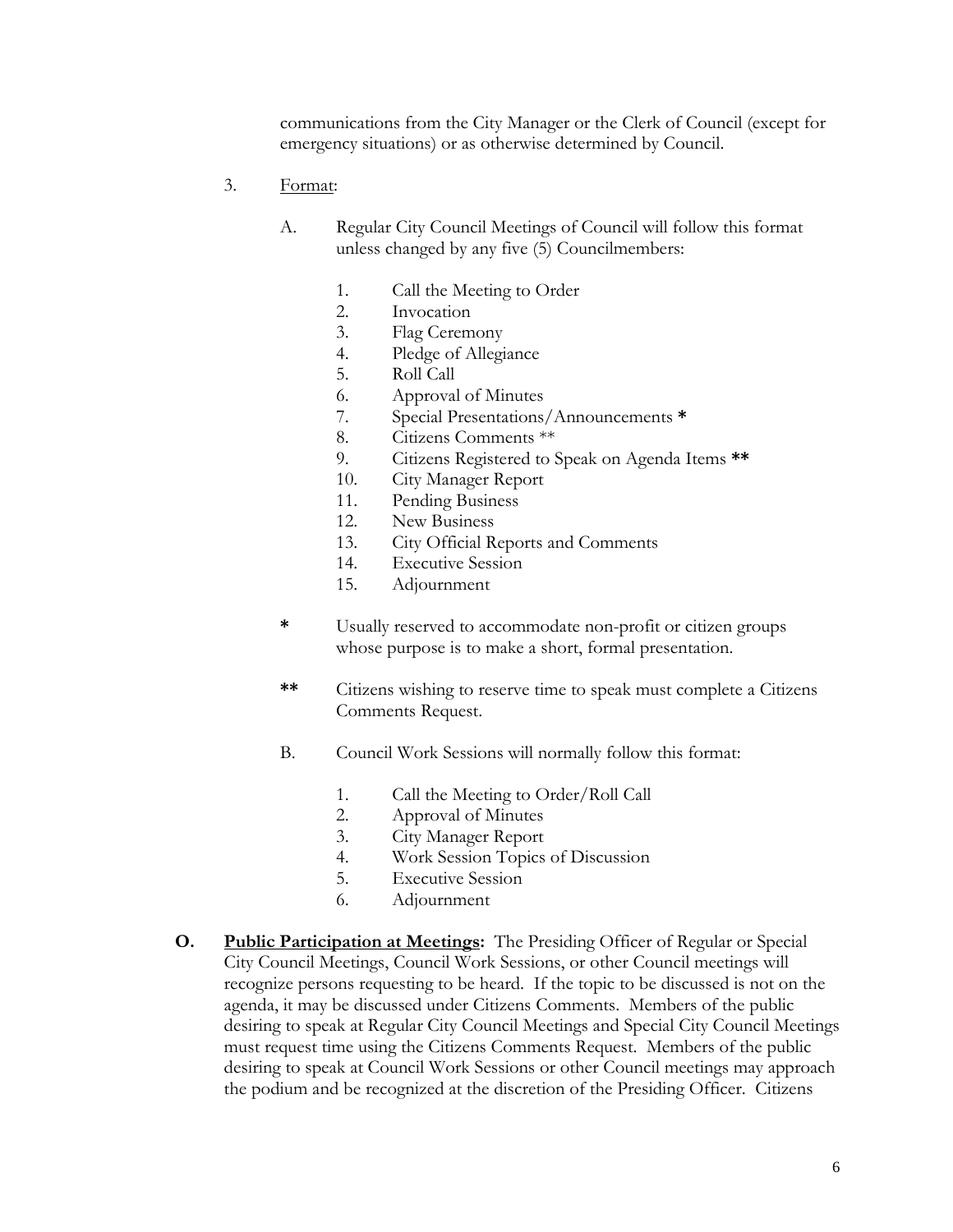communications from the City Manager or the Clerk of Council (except for emergency situations) or as otherwise determined by Council.

3. Format:

   A. Regular City Council Meetings of Council will follow this format unless changed by any five (5) Councilmembers:

      1. Call the Meeting to Order
      2. Invocation
      3. Flag Ceremony
      4. Pledge of Allegiance
      5. Roll Call
      6. Approval of Minutes
      7. Special Presentations/Announcements **\***
      8. Citizens Comments \*\*
      9. Citizens Registered to Speak on Agenda Items **\*\***
      10. City Manager Report
      11. Pending Business
      12. New Business
      13. City Official Reports and Comments
      14. Executive Session
      15. Adjournment

   **\*** Usually reserved to accommodate non-profit or citizen groups whose purpose is to make a short, formal presentation.

   **\*\*** Citizens wishing to reserve time to speak must complete a Citizens Comments Request.

   B. Council Work Sessions will normally follow this format:

      1. Call the Meeting to Order/Roll Call
      2. Approval of Minutes
      3. City Manager Report
      4. Work Session Topics of Discussion
      5. Executive Session
      6. Adjournment

**O. Public Participation at Meetings:** The Presiding Officer of Regular or Special City Council Meetings, Council Work Sessions, or other Council meetings will recognize persons requesting to be heard. If the topic to be discussed is not on the agenda, it may be discussed under Citizens Comments. Members of the public desiring to speak at Regular City Council Meetings and Special City Council Meetings must request time using the Citizens Comments Request. Members of the public desiring to speak at Council Work Sessions or other Council meetings may approach the podium and be recognized at the discretion of the Presiding Officer. Citizens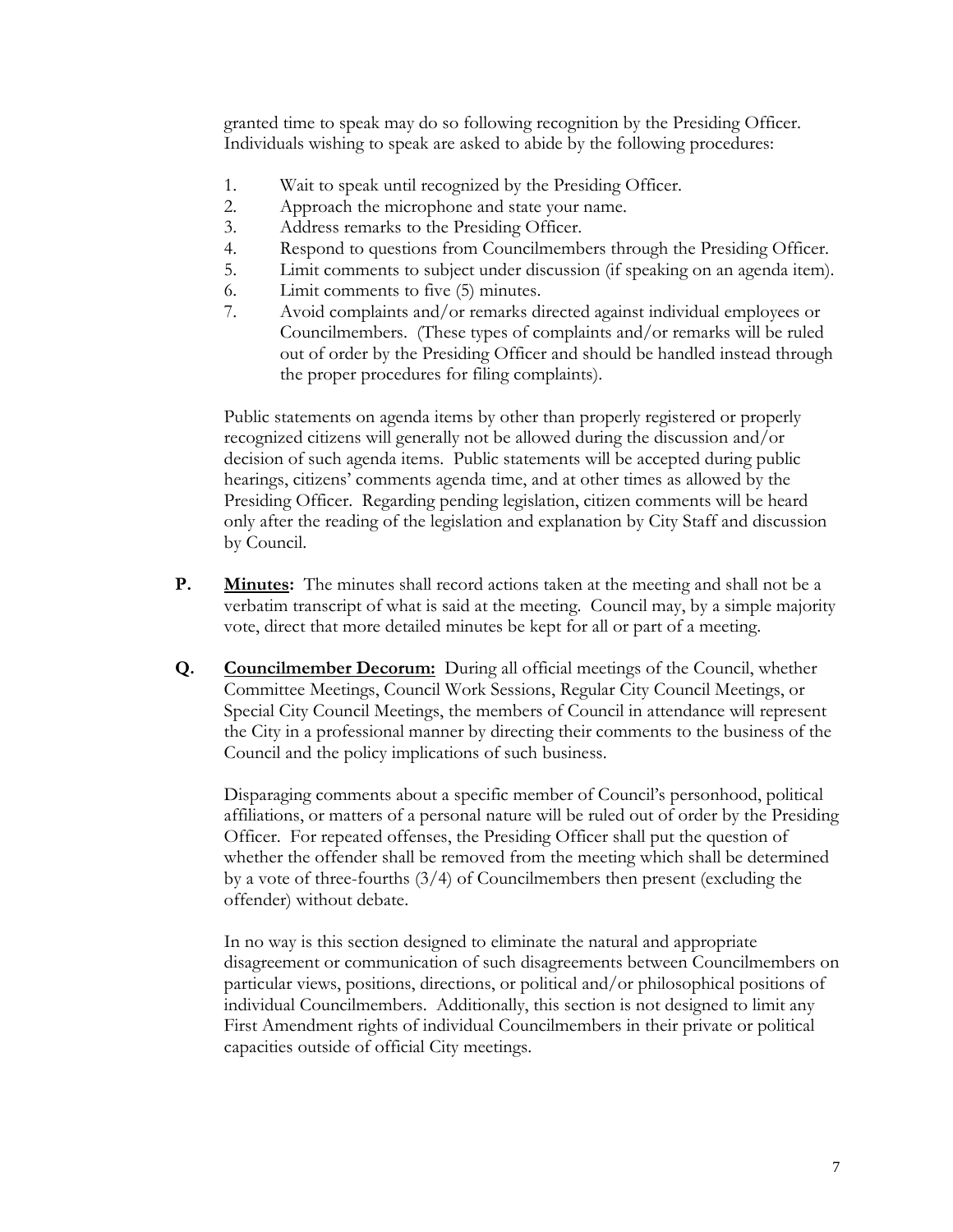granted time to speak may do so following recognition by the Presiding Officer. Individuals wishing to speak are asked to abide by the following procedures:

1. Wait to speak until recognized by the Presiding Officer.
2. Approach the microphone and state your name.
3. Address remarks to the Presiding Officer.
4. Respond to questions from Councilmembers through the Presiding Officer.
5. Limit comments to subject under discussion (if speaking on an agenda item).
6. Limit comments to five (5) minutes.
7. Avoid complaints and/or remarks directed against individual employees or Councilmembers. (These types of complaints and/or remarks will be ruled out of order by the Presiding Officer and should be handled instead through the proper procedures for filing complaints).

Public statements on agenda items by other than properly registered or properly recognized citizens will generally not be allowed during the discussion and/or decision of such agenda items. Public statements will be accepted during public hearings, citizens' comments agenda time, and at other times as allowed by the Presiding Officer. Regarding pending legislation, citizen comments will be heard only after the reading of the legislation and explanation by City Staff and discussion by Council.

**P.** **Minutes:** The minutes shall record actions taken at the meeting and shall not be a verbatim transcript of what is said at the meeting. Council may, by a simple majority vote, direct that more detailed minutes be kept for all or part of a meeting.

**Q.** **Councilmember Decorum:** During all official meetings of the Council, whether Committee Meetings, Council Work Sessions, Regular City Council Meetings, or Special City Council Meetings, the members of Council in attendance will represent the City in a professional manner by directing their comments to the business of the Council and the policy implications of such business.

Disparaging comments about a specific member of Council's personhood, political affiliations, or matters of a personal nature will be ruled out of order by the Presiding Officer. For repeated offenses, the Presiding Officer shall put the question of whether the offender shall be removed from the meeting which shall be determined by a vote of three-fourths (3/4) of Councilmembers then present (excluding the offender) without debate.

In no way is this section designed to eliminate the natural and appropriate disagreement or communication of such disagreements between Councilmembers on particular views, positions, directions, or political and/or philosophical positions of individual Councilmembers. Additionally, this section is not designed to limit any First Amendment rights of individual Councilmembers in their private or political capacities outside of official City meetings.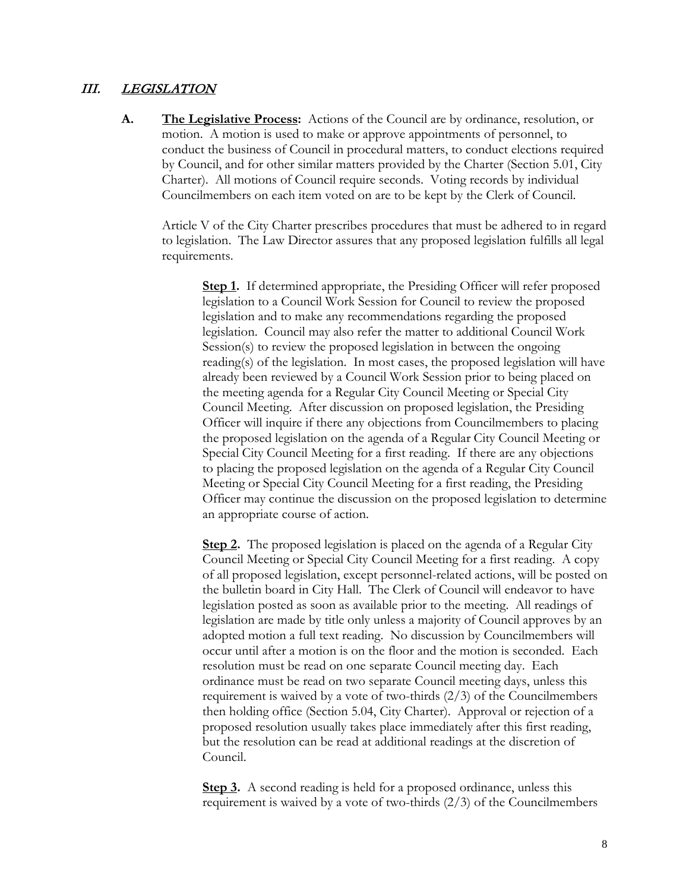## III. LEGISLATION

**A. The Legislative Process:** Actions of the Council are by ordinance, resolution, or motion. A motion is used to make or approve appointments of personnel, to conduct the business of Council in procedural matters, to conduct elections required by Council, and for other similar matters provided by the Charter (Section 5.01, City Charter). All motions of Council require seconds. Voting records by individual Councilmembers on each item voted on are to be kept by the Clerk of Council.

Article V of the City Charter prescribes procedures that must be adhered to in regard to legislation. The Law Director assures that any proposed legislation fulfills all legal requirements.

**Step 1.** If determined appropriate, the Presiding Officer will refer proposed legislation to a Council Work Session for Council to review the proposed legislation and to make any recommendations regarding the proposed legislation. Council may also refer the matter to additional Council Work Session(s) to review the proposed legislation in between the ongoing reading(s) of the legislation. In most cases, the proposed legislation will have already been reviewed by a Council Work Session prior to being placed on the meeting agenda for a Regular City Council Meeting or Special City Council Meeting. After discussion on proposed legislation, the Presiding Officer will inquire if there any objections from Councilmembers to placing the proposed legislation on the agenda of a Regular City Council Meeting or Special City Council Meeting for a first reading. If there are any objections to placing the proposed legislation on the agenda of a Regular City Council Meeting or Special City Council Meeting for a first reading, the Presiding Officer may continue the discussion on the proposed legislation to determine an appropriate course of action.

**Step 2.** The proposed legislation is placed on the agenda of a Regular City Council Meeting or Special City Council Meeting for a first reading. A copy of all proposed legislation, except personnel-related actions, will be posted on the bulletin board in City Hall. The Clerk of Council will endeavor to have legislation posted as soon as available prior to the meeting. All readings of legislation are made by title only unless a majority of Council approves by an adopted motion a full text reading. No discussion by Councilmembers will occur until after a motion is on the floor and the motion is seconded. Each resolution must be read on one separate Council meeting day. Each ordinance must be read on two separate Council meeting days, unless this requirement is waived by a vote of two-thirds (2/3) of the Councilmembers then holding office (Section 5.04, City Charter). Approval or rejection of a proposed resolution usually takes place immediately after this first reading, but the resolution can be read at additional readings at the discretion of Council.

**Step 3.** A second reading is held for a proposed ordinance, unless this requirement is waived by a vote of two-thirds (2/3) of the Councilmembers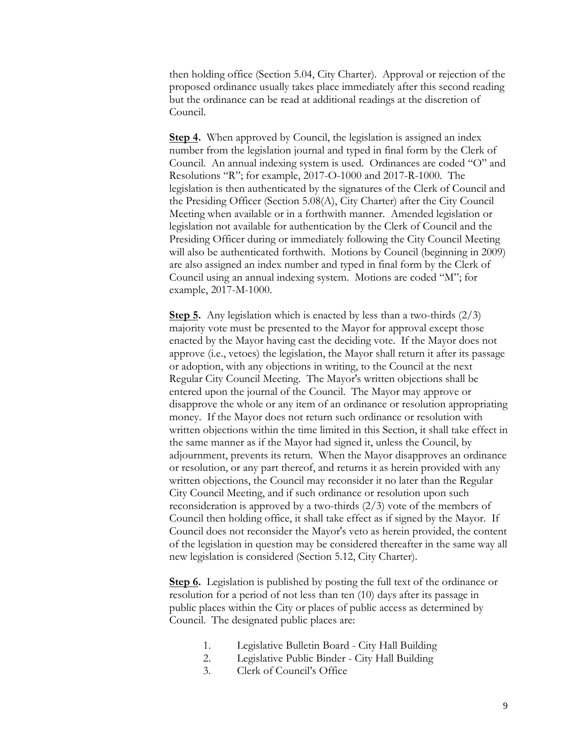then holding office (Section 5.04, City Charter). Approval or rejection of the proposed ordinance usually takes place immediately after this second reading but the ordinance can be read at additional readings at the discretion of Council.

**Step 4.** When approved by Council, the legislation is assigned an index number from the legislation journal and typed in final form by the Clerk of Council. An annual indexing system is used. Ordinances are coded "O" and Resolutions "R"; for example, 2017-O-1000 and 2017-R-1000. The legislation is then authenticated by the signatures of the Clerk of Council and the Presiding Officer (Section 5.08(A), City Charter) after the City Council Meeting when available or in a forthwith manner. Amended legislation or legislation not available for authentication by the Clerk of Council and the Presiding Officer during or immediately following the City Council Meeting will also be authenticated forthwith. Motions by Council (beginning in 2009) are also assigned an index number and typed in final form by the Clerk of Council using an annual indexing system. Motions are coded "M"; for example, 2017-M-1000.

**Step 5.** Any legislation which is enacted by less than a two-thirds (2/3) majority vote must be presented to the Mayor for approval except those enacted by the Mayor having cast the deciding vote. If the Mayor does not approve (i.e., vetoes) the legislation, the Mayor shall return it after its passage or adoption, with any objections in writing, to the Council at the next Regular City Council Meeting. The Mayor's written objections shall be entered upon the journal of the Council. The Mayor may approve or disapprove the whole or any item of an ordinance or resolution appropriating money. If the Mayor does not return such ordinance or resolution with written objections within the time limited in this Section, it shall take effect in the same manner as if the Mayor had signed it, unless the Council, by adjournment, prevents its return. When the Mayor disapproves an ordinance or resolution, or any part thereof, and returns it as herein provided with any written objections, the Council may reconsider it no later than the Regular City Council Meeting, and if such ordinance or resolution upon such reconsideration is approved by a two-thirds (2/3) vote of the members of Council then holding office, it shall take effect as if signed by the Mayor. If Council does not reconsider the Mayor's veto as herein provided, the content of the legislation in question may be considered thereafter in the same way all new legislation is considered (Section 5.12, City Charter).

**Step 6.** Legislation is published by posting the full text of the ordinance or resolution for a period of not less than ten (10) days after its passage in public places within the City or places of public access as determined by Council. The designated public places are:

1. Legislative Bulletin Board - City Hall Building
2. Legislative Public Binder - City Hall Building
3. Clerk of Council's Office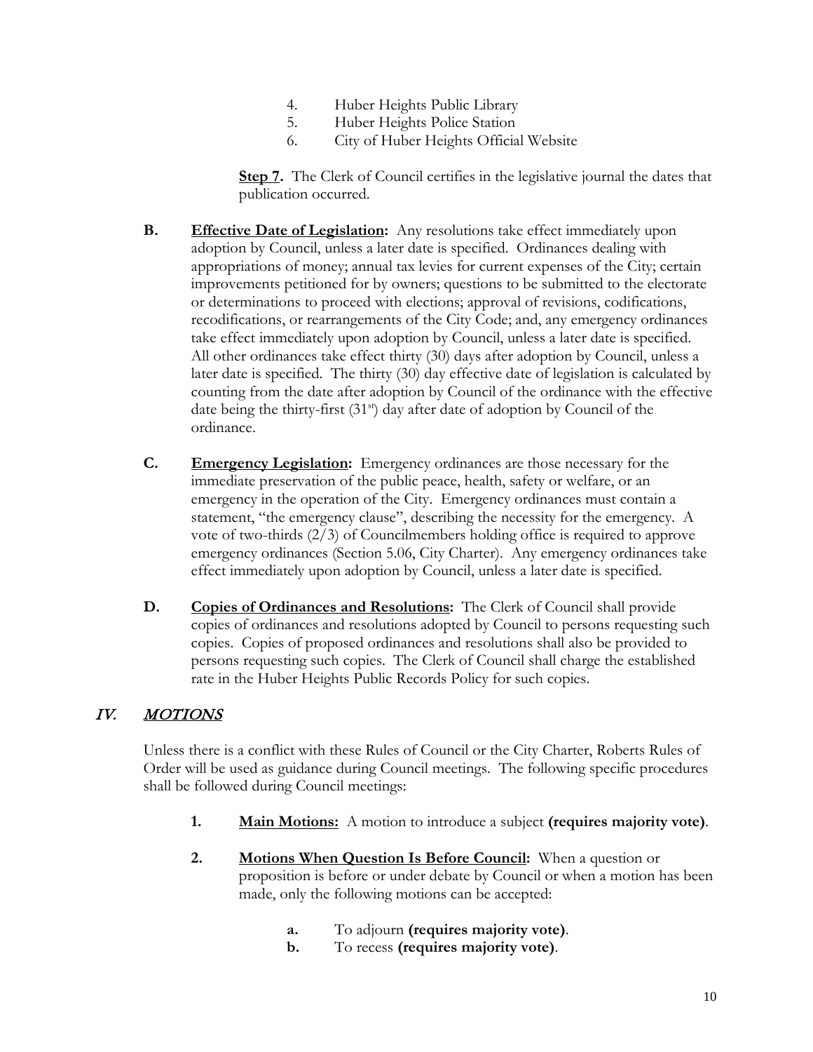4. Huber Heights Public Library
5. Huber Heights Police Station
6. City of Huber Heights Official Website

**Step 7.** The Clerk of Council certifies in the legislative journal the dates that publication occurred.

**B. Effective Date of Legislation:** Any resolutions take effect immediately upon adoption by Council, unless a later date is specified. Ordinances dealing with appropriations of money; annual tax levies for current expenses of the City; certain improvements petitioned for by owners; questions to be submitted to the electorate or determinations to proceed with elections; approval of revisions, codifications, recodifications, or rearrangements of the City Code; and, any emergency ordinances take effect immediately upon adoption by Council, unless a later date is specified. All other ordinances take effect thirty (30) days after adoption by Council, unless a later date is specified. The thirty (30) day effective date of legislation is calculated by counting from the date after adoption by Council of the ordinance with the effective date being the thirty-first (31st) day after date of adoption by Council of the ordinance.

**C. Emergency Legislation:** Emergency ordinances are those necessary for the immediate preservation of the public peace, health, safety or welfare, or an emergency in the operation of the City. Emergency ordinances must contain a statement, "the emergency clause", describing the necessity for the emergency. A vote of two-thirds (2/3) of Councilmembers holding office is required to approve emergency ordinances (Section 5.06, City Charter). Any emergency ordinances take effect immediately upon adoption by Council, unless a later date is specified.

**D. Copies of Ordinances and Resolutions:** The Clerk of Council shall provide copies of ordinances and resolutions adopted by Council to persons requesting such copies. Copies of proposed ordinances and resolutions shall also be provided to persons requesting such copies. The Clerk of Council shall charge the established rate in the Huber Heights Public Records Policy for such copies.

## IV. MOTIONS

Unless there is a conflict with these Rules of Council or the City Charter, Roberts Rules of Order will be used as guidance during Council meetings. The following specific procedures shall be followed during Council meetings:

1. **Main Motions:** A motion to introduce a subject **(requires majority vote)**.

2. **Motions When Question Is Before Council:** When a question or proposition is before or under debate by Council or when a motion has been made, only the following motions can be accepted:

   a. To adjourn **(requires majority vote)**.
   b. To recess **(requires majority vote)**.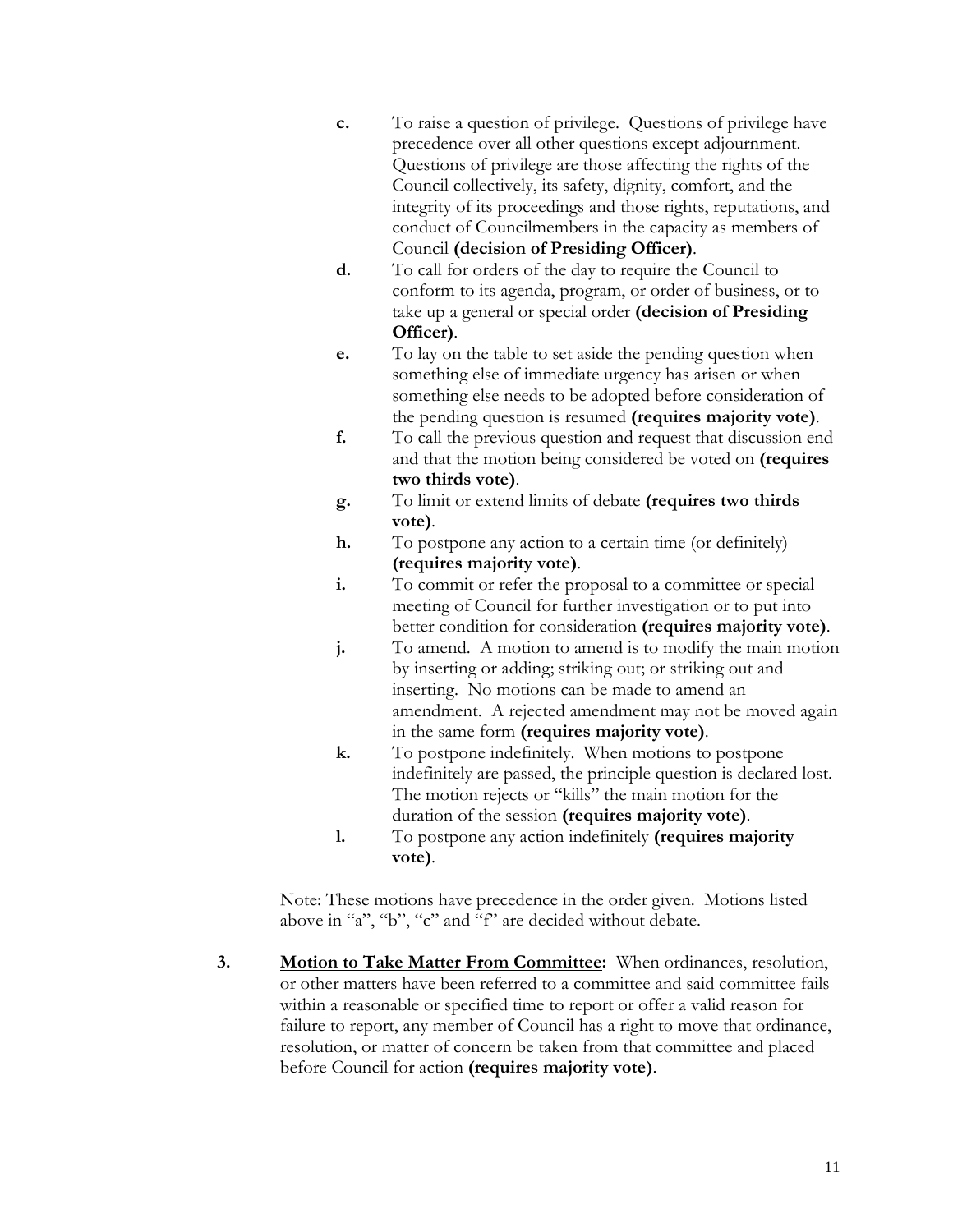- **c.** To raise a question of privilege. Questions of privilege have precedence over all other questions except adjournment. Questions of privilege are those affecting the rights of the Council collectively, its safety, dignity, comfort, and the integrity of its proceedings and those rights, reputations, and conduct of Councilmembers in the capacity as members of Council **(decision of Presiding Officer)**.
- **d.** To call for orders of the day to require the Council to conform to its agenda, program, or order of business, or to take up a general or special order **(decision of Presiding Officer)**.
- **e.** To lay on the table to set aside the pending question when something else of immediate urgency has arisen or when something else needs to be adopted before consideration of the pending question is resumed **(requires majority vote)**.
- **f.** To call the previous question and request that discussion end and that the motion being considered be voted on **(requires two thirds vote)**.
- **g.** To limit or extend limits of debate **(requires two thirds vote)**.
- **h.** To postpone any action to a certain time (or definitely) **(requires majority vote)**.
- **i.** To commit or refer the proposal to a committee or special meeting of Council for further investigation or to put into better condition for consideration **(requires majority vote)**.
- **j.** To amend. A motion to amend is to modify the main motion by inserting or adding; striking out; or striking out and inserting. No motions can be made to amend an amendment. A rejected amendment may not be moved again in the same form **(requires majority vote)**.
- **k.** To postpone indefinitely. When motions to postpone indefinitely are passed, the principle question is declared lost. The motion rejects or "kills" the main motion for the duration of the session **(requires majority vote)**.
- **l.** To postpone any action indefinitely **(requires majority vote)**.

Note: These motions have precedence in the order given. Motions listed above in "a", "b", "c" and "f" are decided without debate.

**3.** **Motion to Take Matter From Committee:** When ordinances, resolution, or other matters have been referred to a committee and said committee fails within a reasonable or specified time to report or offer a valid reason for failure to report, any member of Council has a right to move that ordinance, resolution, or matter of concern be taken from that committee and placed before Council for action **(requires majority vote)**.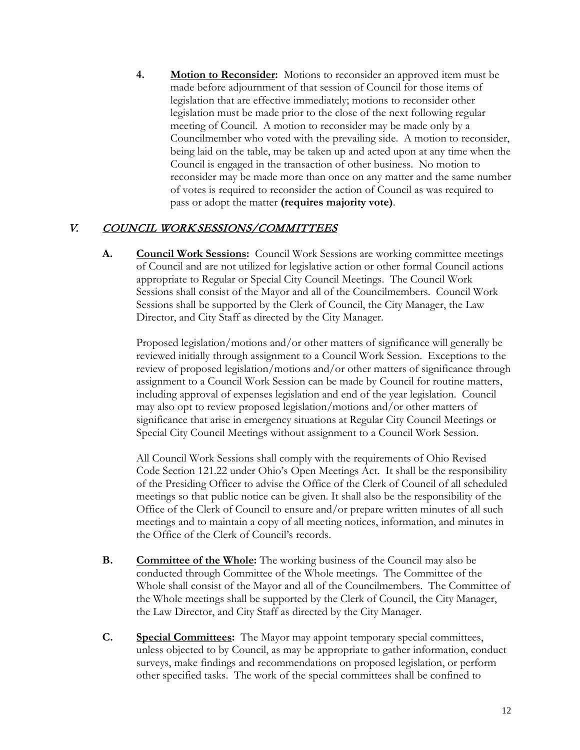4. **<u>Motion to Reconsider</u>:** Motions to reconsider an approved item must be made before adjournment of that session of Council for those items of legislation that are effective immediately; motions to reconsider other legislation must be made prior to the close of the next following regular meeting of Council. A motion to reconsider may be made only by a Councilmember who voted with the prevailing side. A motion to reconsider, being laid on the table, may be taken up and acted upon at any time when the Council is engaged in the transaction of other business. No motion to reconsider may be made more than once on any matter and the same number of votes is required to reconsider the action of Council as was required to pass or adopt the matter **(requires majority vote)**.

## V. *<u>COUNCIL WORK SESSIONS/COMMITTEES</u>*

**A.** **<u>Council Work Sessions</u>:** Council Work Sessions are working committee meetings of Council and are not utilized for legislative action or other formal Council actions appropriate to Regular or Special City Council Meetings. The Council Work Sessions shall consist of the Mayor and all of the Councilmembers. Council Work Sessions shall be supported by the Clerk of Council, the City Manager, the Law Director, and City Staff as directed by the City Manager.

Proposed legislation/motions and/or other matters of significance will generally be reviewed initially through assignment to a Council Work Session. Exceptions to the review of proposed legislation/motions and/or other matters of significance through assignment to a Council Work Session can be made by Council for routine matters, including approval of expenses legislation and end of the year legislation. Council may also opt to review proposed legislation/motions and/or other matters of significance that arise in emergency situations at Regular City Council Meetings or Special City Council Meetings without assignment to a Council Work Session.

All Council Work Sessions shall comply with the requirements of Ohio Revised Code Section 121.22 under Ohio's Open Meetings Act. It shall be the responsibility of the Presiding Officer to advise the Office of the Clerk of Council of all scheduled meetings so that public notice can be given. It shall also be the responsibility of the Office of the Clerk of Council to ensure and/or prepare written minutes of all such meetings and to maintain a copy of all meeting notices, information, and minutes in the Office of the Clerk of Council's records.

**B.** **<u>Committee of the Whole</u>:** The working business of the Council may also be conducted through Committee of the Whole meetings. The Committee of the Whole shall consist of the Mayor and all of the Councilmembers. The Committee of the Whole meetings shall be supported by the Clerk of Council, the City Manager, the Law Director, and City Staff as directed by the City Manager.

**C.** **<u>Special Committees</u>:** The Mayor may appoint temporary special committees, unless objected to by Council, as may be appropriate to gather information, conduct surveys, make findings and recommendations on proposed legislation, or perform other specified tasks. The work of the special committees shall be confined to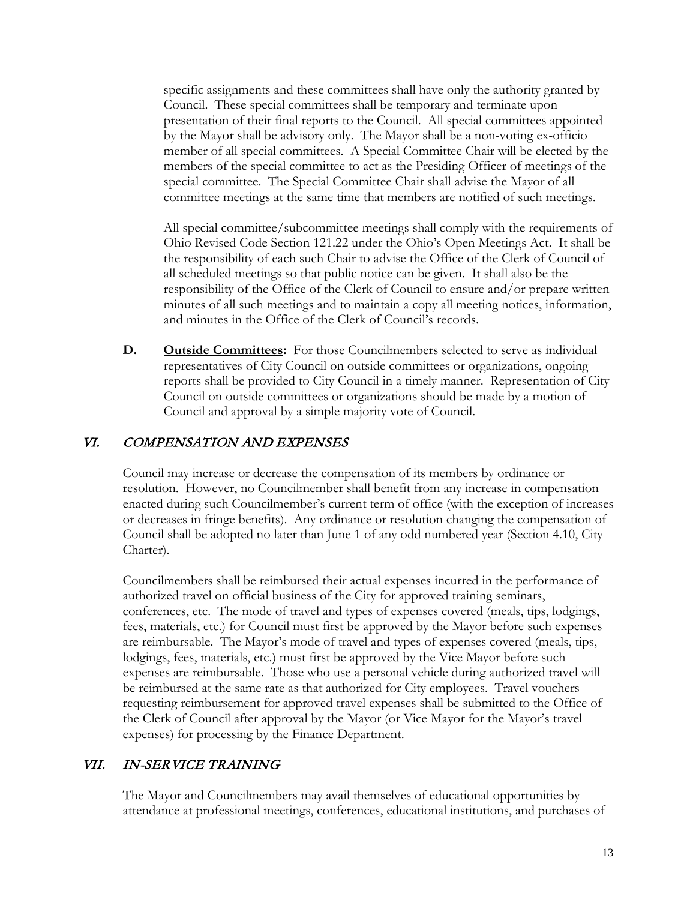specific assignments and these committees shall have only the authority granted by Council. These special committees shall be temporary and terminate upon presentation of their final reports to the Council. All special committees appointed by the Mayor shall be advisory only. The Mayor shall be a non-voting ex-officio member of all special committees. A Special Committee Chair will be elected by the members of the special committee to act as the Presiding Officer of meetings of the special committee. The Special Committee Chair shall advise the Mayor of all committee meetings at the same time that members are notified of such meetings.

All special committee/subcommittee meetings shall comply with the requirements of Ohio Revised Code Section 121.22 under the Ohio's Open Meetings Act. It shall be the responsibility of each such Chair to advise the Office of the Clerk of Council of all scheduled meetings so that public notice can be given. It shall also be the responsibility of the Office of the Clerk of Council to ensure and/or prepare written minutes of all such meetings and to maintain a copy all meeting notices, information, and minutes in the Office of the Clerk of Council's records.

**D.** **Outside Committees:** For those Councilmembers selected to serve as individual representatives of City Council on outside committees or organizations, ongoing reports shall be provided to City Council in a timely manner. Representation of City Council on outside committees or organizations should be made by a motion of Council and approval by a simple majority vote of Council.

## *VI. COMPENSATION AND EXPENSES*

Council may increase or decrease the compensation of its members by ordinance or resolution. However, no Councilmember shall benefit from any increase in compensation enacted during such Councilmember's current term of office (with the exception of increases or decreases in fringe benefits). Any ordinance or resolution changing the compensation of Council shall be adopted no later than June 1 of any odd numbered year (Section 4.10, City Charter).

Councilmembers shall be reimbursed their actual expenses incurred in the performance of authorized travel on official business of the City for approved training seminars, conferences, etc. The mode of travel and types of expenses covered (meals, tips, lodgings, fees, materials, etc.) for Council must first be approved by the Mayor before such expenses are reimbursable. The Mayor's mode of travel and types of expenses covered (meals, tips, lodgings, fees, materials, etc.) must first be approved by the Vice Mayor before such expenses are reimbursable. Those who use a personal vehicle during authorized travel will be reimbursed at the same rate as that authorized for City employees. Travel vouchers requesting reimbursement for approved travel expenses shall be submitted to the Office of the Clerk of Council after approval by the Mayor (or Vice Mayor for the Mayor's travel expenses) for processing by the Finance Department.

## *VII. IN-SERVICE TRAINING*

The Mayor and Councilmembers may avail themselves of educational opportunities by attendance at professional meetings, conferences, educational institutions, and purchases of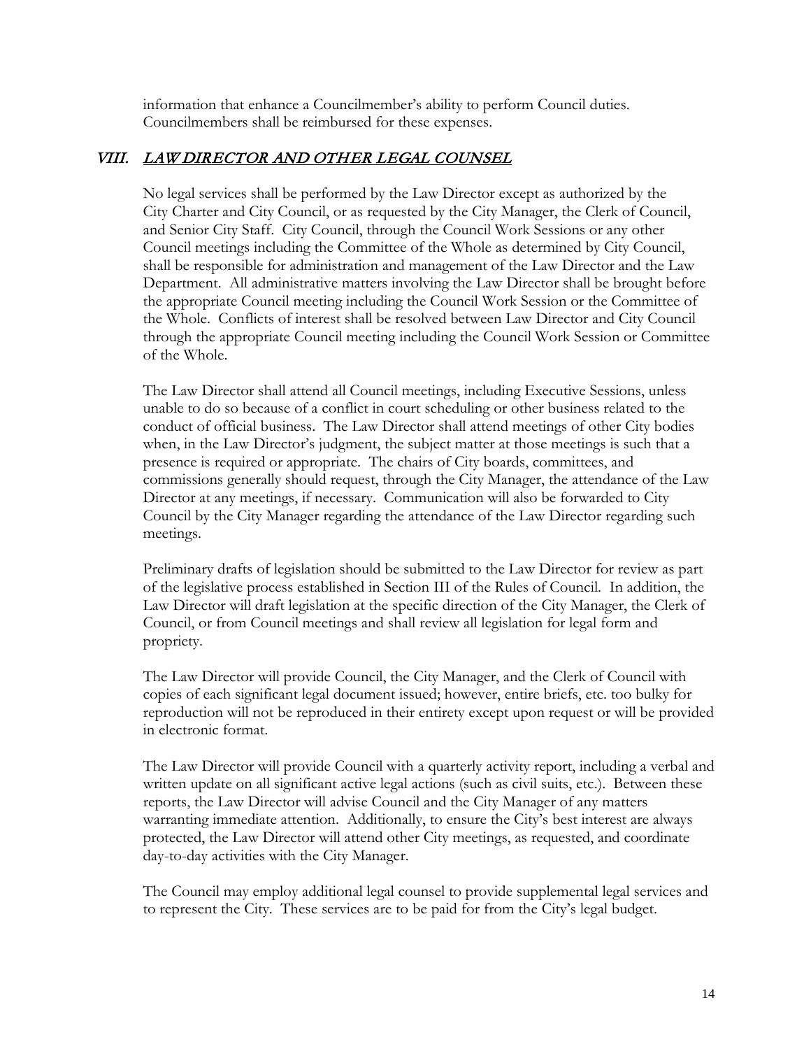information that enhance a Councilmember's ability to perform Council duties. Councilmembers shall be reimbursed for these expenses.

## *VIII. LAW DIRECTOR AND OTHER LEGAL COUNSEL*

No legal services shall be performed by the Law Director except as authorized by the City Charter and City Council, or as requested by the City Manager, the Clerk of Council, and Senior City Staff. City Council, through the Council Work Sessions or any other Council meetings including the Committee of the Whole as determined by City Council, shall be responsible for administration and management of the Law Director and the Law Department. All administrative matters involving the Law Director shall be brought before the appropriate Council meeting including the Council Work Session or the Committee of the Whole. Conflicts of interest shall be resolved between Law Director and City Council through the appropriate Council meeting including the Council Work Session or Committee of the Whole.

The Law Director shall attend all Council meetings, including Executive Sessions, unless unable to do so because of a conflict in court scheduling or other business related to the conduct of official business. The Law Director shall attend meetings of other City bodies when, in the Law Director's judgment, the subject matter at those meetings is such that a presence is required or appropriate. The chairs of City boards, committees, and commissions generally should request, through the City Manager, the attendance of the Law Director at any meetings, if necessary. Communication will also be forwarded to City Council by the City Manager regarding the attendance of the Law Director regarding such meetings.

Preliminary drafts of legislation should be submitted to the Law Director for review as part of the legislative process established in Section III of the Rules of Council. In addition, the Law Director will draft legislation at the specific direction of the City Manager, the Clerk of Council, or from Council meetings and shall review all legislation for legal form and propriety.

The Law Director will provide Council, the City Manager, and the Clerk of Council with copies of each significant legal document issued; however, entire briefs, etc. too bulky for reproduction will not be reproduced in their entirety except upon request or will be provided in electronic format.

The Law Director will provide Council with a quarterly activity report, including a verbal and written update on all significant active legal actions (such as civil suits, etc.). Between these reports, the Law Director will advise Council and the City Manager of any matters warranting immediate attention. Additionally, to ensure the City's best interest are always protected, the Law Director will attend other City meetings, as requested, and coordinate day-to-day activities with the City Manager.

The Council may employ additional legal counsel to provide supplemental legal services and to represent the City. These services are to be paid for from the City's legal budget.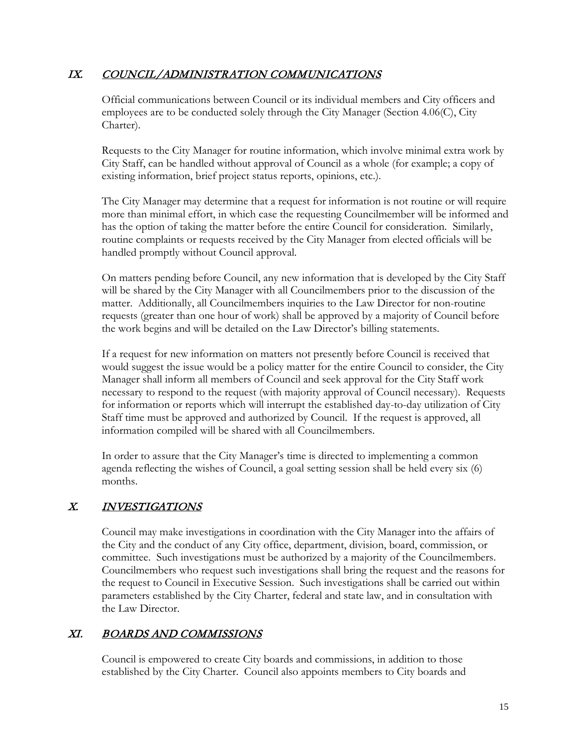## *IX. COUNCIL/ADMINISTRATION COMMUNICATIONS*

Official communications between Council or its individual members and City officers and employees are to be conducted solely through the City Manager (Section 4.06(C), City Charter).

Requests to the City Manager for routine information, which involve minimal extra work by City Staff, can be handled without approval of Council as a whole (for example; a copy of existing information, brief project status reports, opinions, etc.).

The City Manager may determine that a request for information is not routine or will require more than minimal effort, in which case the requesting Councilmember will be informed and has the option of taking the matter before the entire Council for consideration. Similarly, routine complaints or requests received by the City Manager from elected officials will be handled promptly without Council approval.

On matters pending before Council, any new information that is developed by the City Staff will be shared by the City Manager with all Councilmembers prior to the discussion of the matter. Additionally, all Councilmembers inquiries to the Law Director for non-routine requests (greater than one hour of work) shall be approved by a majority of Council before the work begins and will be detailed on the Law Director's billing statements.

If a request for new information on matters not presently before Council is received that would suggest the issue would be a policy matter for the entire Council to consider, the City Manager shall inform all members of Council and seek approval for the City Staff work necessary to respond to the request (with majority approval of Council necessary). Requests for information or reports which will interrupt the established day-to-day utilization of City Staff time must be approved and authorized by Council. If the request is approved, all information compiled will be shared with all Councilmembers.

In order to assure that the City Manager's time is directed to implementing a common agenda reflecting the wishes of Council, a goal setting session shall be held every six (6) months.

## *X. INVESTIGATIONS*

Council may make investigations in coordination with the City Manager into the affairs of the City and the conduct of any City office, department, division, board, commission, or committee. Such investigations must be authorized by a majority of the Councilmembers. Councilmembers who request such investigations shall bring the request and the reasons for the request to Council in Executive Session. Such investigations shall be carried out within parameters established by the City Charter, federal and state law, and in consultation with the Law Director.

## *XI. BOARDS AND COMMISSIONS*

Council is empowered to create City boards and commissions, in addition to those established by the City Charter. Council also appoints members to City boards and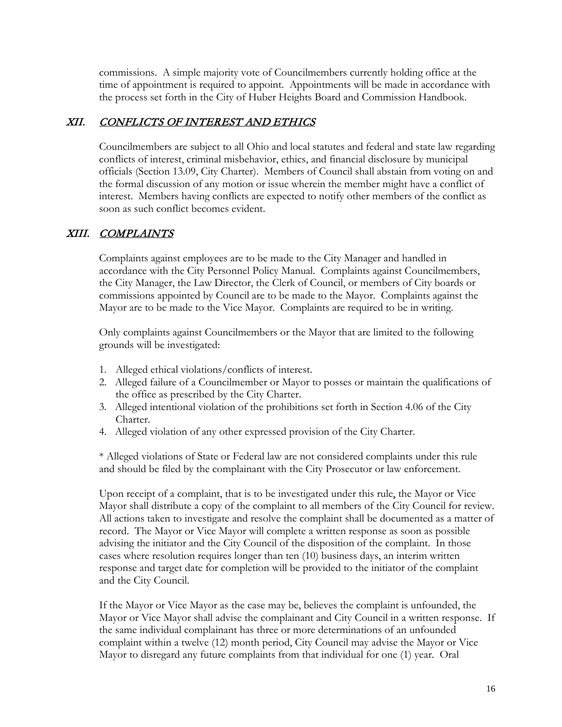commissions. A simple majority vote of Councilmembers currently holding office at the time of appointment is required to appoint. Appointments will be made in accordance with the process set forth in the City of Huber Heights Board and Commission Handbook.

## *XII. CONFLICTS OF INTEREST AND ETHICS*

Councilmembers are subject to all Ohio and local statutes and federal and state law regarding conflicts of interest, criminal misbehavior, ethics, and financial disclosure by municipal officials (Section 13.09, City Charter). Members of Council shall abstain from voting on and the formal discussion of any motion or issue wherein the member might have a conflict of interest. Members having conflicts are expected to notify other members of the conflict as soon as such conflict becomes evident.

## *XIII. COMPLAINTS*

Complaints against employees are to be made to the City Manager and handled in accordance with the City Personnel Policy Manual. Complaints against Councilmembers, the City Manager, the Law Director, the Clerk of Council, or members of City boards or commissions appointed by Council are to be made to the Mayor. Complaints against the Mayor are to be made to the Vice Mayor. Complaints are required to be in writing.

Only complaints against Councilmembers or the Mayor that are limited to the following grounds will be investigated:

1. Alleged ethical violations/conflicts of interest.
2. Alleged failure of a Councilmember or Mayor to posses or maintain the qualifications of the office as prescribed by the City Charter.
3. Alleged intentional violation of the prohibitions set forth in Section 4.06 of the City Charter.
4. Alleged violation of any other expressed provision of the City Charter.

* Alleged violations of State or Federal law are not considered complaints under this rule and should be filed by the complainant with the City Prosecutor or law enforcement.

Upon receipt of a complaint, that is to be investigated under this rule, the Mayor or Vice Mayor shall distribute a copy of the complaint to all members of the City Council for review. All actions taken to investigate and resolve the complaint shall be documented as a matter of record. The Mayor or Vice Mayor will complete a written response as soon as possible advising the initiator and the City Council of the disposition of the complaint. In those cases where resolution requires longer than ten (10) business days, an interim written response and target date for completion will be provided to the initiator of the complaint and the City Council.

If the Mayor or Vice Mayor as the case may be, believes the complaint is unfounded, the Mayor or Vice Mayor shall advise the complainant and City Council in a written response. If the same individual complainant has three or more determinations of an unfounded complaint within a twelve (12) month period, City Council may advise the Mayor or Vice Mayor to disregard any future complaints from that individual for one (1) year. Oral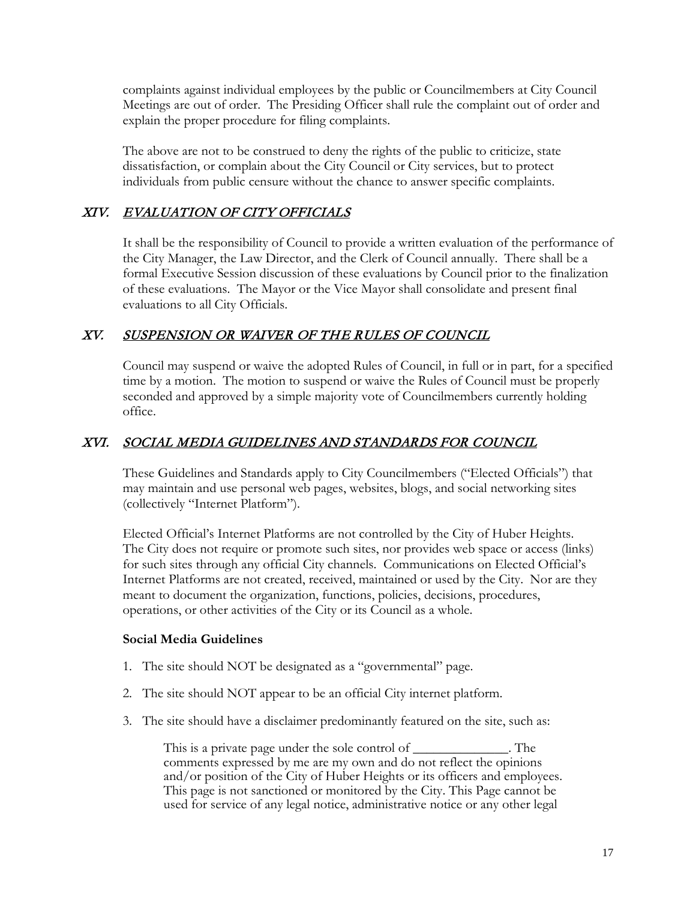complaints against individual employees by the public or Councilmembers at City Council Meetings are out of order. The Presiding Officer shall rule the complaint out of order and explain the proper procedure for filing complaints.

The above are not to be construed to deny the rights of the public to criticize, state dissatisfaction, or complain about the City Council or City services, but to protect individuals from public censure without the chance to answer specific complaints.

## XIV. *EVALUATION OF CITY OFFICIALS*

It shall be the responsibility of Council to provide a written evaluation of the performance of the City Manager, the Law Director, and the Clerk of Council annually. There shall be a formal Executive Session discussion of these evaluations by Council prior to the finalization of these evaluations. The Mayor or the Vice Mayor shall consolidate and present final evaluations to all City Officials.

## XV. *SUSPENSION OR WAIVER OF THE RULES OF COUNCIL*

Council may suspend or waive the adopted Rules of Council, in full or in part, for a specified time by a motion. The motion to suspend or waive the Rules of Council must be properly seconded and approved by a simple majority vote of Councilmembers currently holding office.

## XVI. *SOCIAL MEDIA GUIDELINES AND STANDARDS FOR COUNCIL*

These Guidelines and Standards apply to City Councilmembers ("Elected Officials") that may maintain and use personal web pages, websites, blogs, and social networking sites (collectively "Internet Platform").

Elected Official's Internet Platforms are not controlled by the City of Huber Heights. The City does not require or promote such sites, nor provides web space or access (links) for such sites through any official City channels. Communications on Elected Official's Internet Platforms are not created, received, maintained or used by the City. Nor are they meant to document the organization, functions, policies, decisions, procedures, operations, or other activities of the City or its Council as a whole.

**Social Media Guidelines**

1. The site should NOT be designated as a "governmental" page.
2. The site should NOT appear to be an official City internet platform.
3. The site should have a disclaimer predominantly featured on the site, such as:

   This is a private page under the sole control of ______________. The comments expressed by me are my own and do not reflect the opinions and/or position of the City of Huber Heights or its officers and employees. This page is not sanctioned or monitored by the City. This Page cannot be used for service of any legal notice, administrative notice or any other legal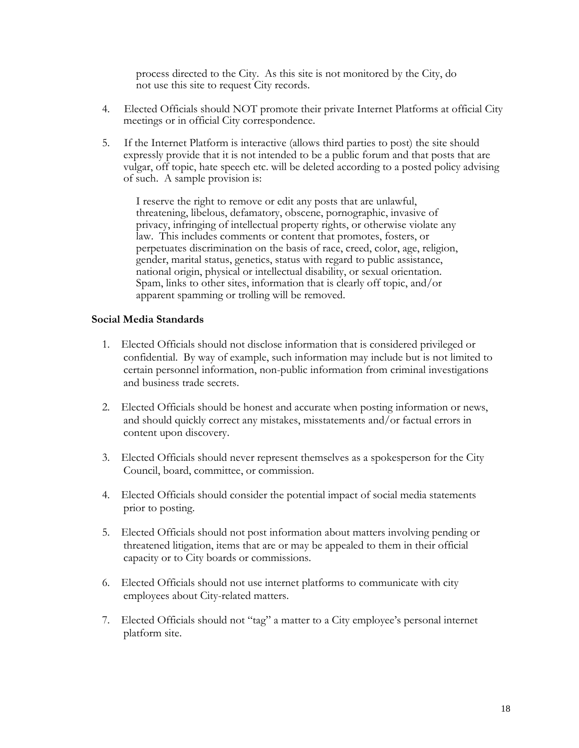process directed to the City. As this site is not monitored by the City, do not use this site to request City records.

4. Elected Officials should NOT promote their private Internet Platforms at official City meetings or in official City correspondence.

5. If the Internet Platform is interactive (allows third parties to post) the site should expressly provide that it is not intended to be a public forum and that posts that are vulgar, off topic, hate speech etc. will be deleted according to a posted policy advising of such. A sample provision is:

   I reserve the right to remove or edit any posts that are unlawful, threatening, libelous, defamatory, obscene, pornographic, invasive of privacy, infringing of intellectual property rights, or otherwise violate any law. This includes comments or content that promotes, fosters, or perpetuates discrimination on the basis of race, creed, color, age, religion, gender, marital status, genetics, status with regard to public assistance, national origin, physical or intellectual disability, or sexual orientation. Spam, links to other sites, information that is clearly off topic, and/or apparent spamming or trolling will be removed.

**Social Media Standards**

1. Elected Officials should not disclose information that is considered privileged or confidential. By way of example, such information may include but is not limited to certain personnel information, non-public information from criminal investigations and business trade secrets.

2. Elected Officials should be honest and accurate when posting information or news, and should quickly correct any mistakes, misstatements and/or factual errors in content upon discovery.

3. Elected Officials should never represent themselves as a spokesperson for the City Council, board, committee, or commission.

4. Elected Officials should consider the potential impact of social media statements prior to posting.

5. Elected Officials should not post information about matters involving pending or threatened litigation, items that are or may be appealed to them in their official capacity or to City boards or commissions.

6. Elected Officials should not use internet platforms to communicate with city employees about City-related matters.

7. Elected Officials should not "tag" a matter to a City employee's personal internet platform site.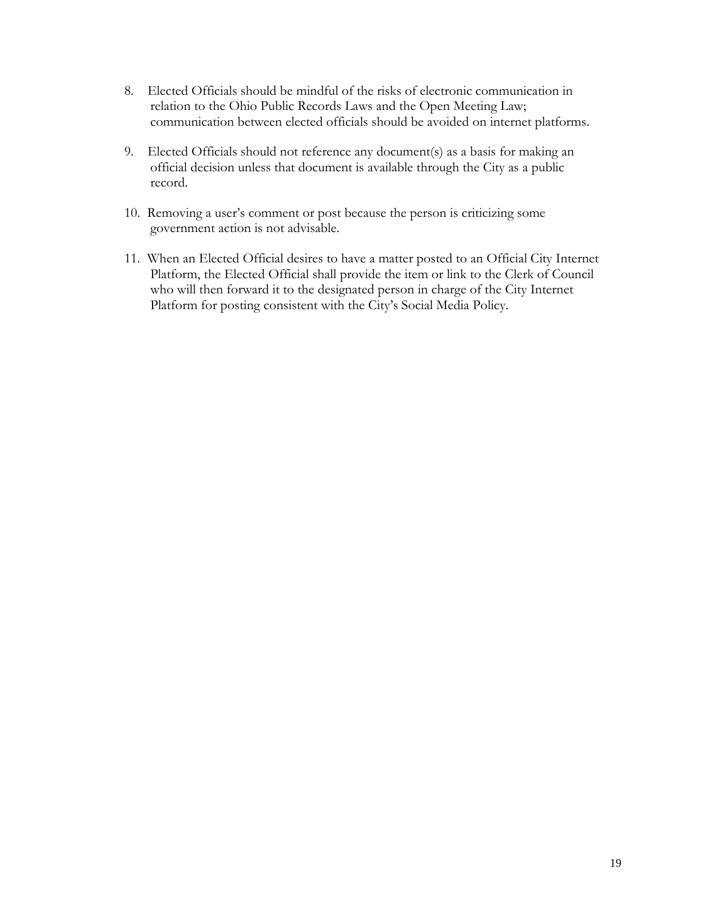8. Elected Officials should be mindful of the risks of electronic communication in relation to the Ohio Public Records Laws and the Open Meeting Law; communication between elected officials should be avoided on internet platforms.

9. Elected Officials should not reference any document(s) as a basis for making an official decision unless that document is available through the City as a public record.

10. Removing a user's comment or post because the person is criticizing some government action is not advisable.

11. When an Elected Official desires to have a matter posted to an Official City Internet Platform, the Elected Official shall provide the item or link to the Clerk of Council who will then forward it to the designated person in charge of the City Internet Platform for posting consistent with the City's Social Media Policy.